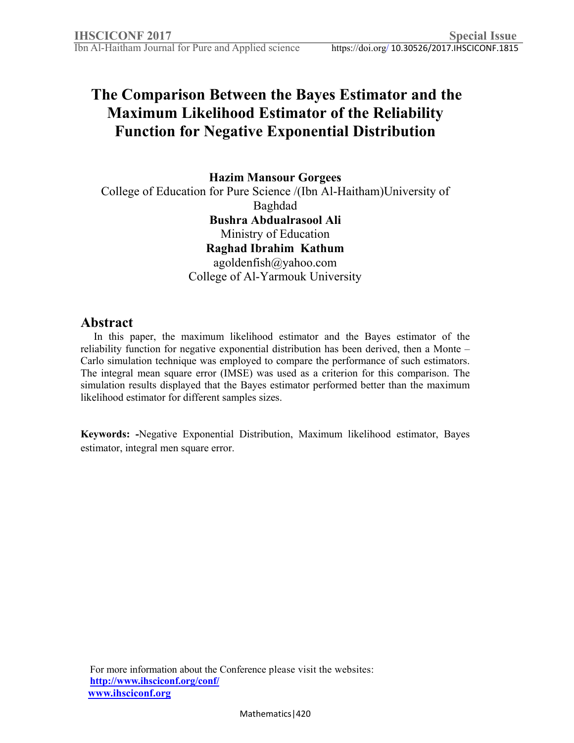# The Comparison Between the Bayes Estimator and the Maximum Likelihood Estimator of the Reliability Function for Negative Exponential Distribution

**Hazim Mansour Gorgees**
College of Education for Pure Science /(Ibn Al-Haitham)University of Baghdad

**Bushra Abdualrasool Ali**
Ministry of Education

**Raghad Ibrahim Kathum**
agoldenfish@yahoo.com
College of Al-Yarmouk University

## Abstract

In this paper, the maximum likelihood estimator and the Bayes estimator of the reliability function for negative exponential distribution has been derived, then a Monte – Carlo simulation technique was employed to compare the performance of such estimators. The integral mean square error (IMSE) was used as a criterion for this comparison. The simulation results displayed that the Bayes estimator performed better than the maximum likelihood estimator for different samples sizes.

**Keywords: -**Negative Exponential Distribution, Maximum likelihood estimator, Bayes estimator, integral men square error.

For more information about the Conference please visit the websites:
http://www.ihsciconf.org/conf/
www.ihsciconf.org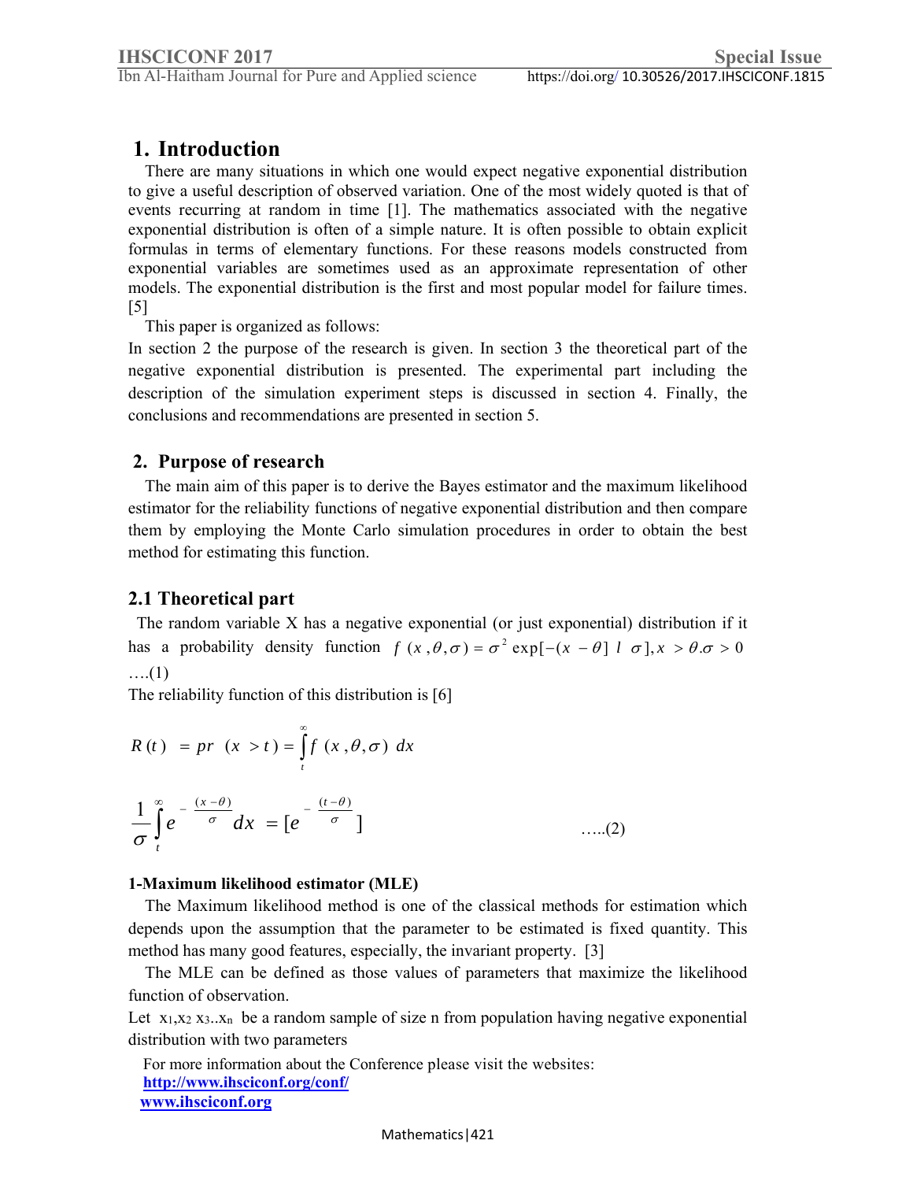## 1. Introduction

There are many situations in which one would expect negative exponential distribution to give a useful description of observed variation. One of the most widely quoted is that of events recurring at random in time [1]. The mathematics associated with the negative exponential distribution is often of a simple nature. It is often possible to obtain explicit formulas in terms of elementary functions. For these reasons models constructed from exponential variables are sometimes used as an approximate representation of other models. The exponential distribution is the first and most popular model for failure times. [5]

This paper is organized as follows:

In section 2 the purpose of the research is given. In section 3 the theoretical part of the negative exponential distribution is presented. The experimental part including the description of the simulation experiment steps is discussed in section 4. Finally, the conclusions and recommendations are presented in section 5.

## 2. Purpose of research

The main aim of this paper is to derive the Bayes estimator and the maximum likelihood estimator for the reliability functions of negative exponential distribution and then compare them by employing the Monte Carlo simulation procedures in order to obtain the best method for estimating this function.

### 2.1 Theoretical part

The random variable X has a negative exponential (or just exponential) distribution if it has a probability density function $f(x,\theta,\sigma) = \sigma^{2} \exp[-(x-\theta] \, l \, \sigma], x > \theta . \sigma > 0$ ….(1)

The reliability function of this distribution is [6]

$$R(t) = pr \ (x > t) = \int_{t}^{\infty} f(x,\theta,\sigma) \ dx$$

$$\frac{1}{\sigma}\int_{t}^{\infty} e^{-\frac{(x-\theta)}{\sigma}} dx = [e^{-\frac{(t-\theta)}{\sigma}}] \qquad …..(2)$$

**1-Maximum likelihood estimator (MLE)**

The Maximum likelihood method is one of the classical methods for estimation which depends upon the assumption that the parameter to be estimated is fixed quantity. This method has many good features, especially, the invariant property. [3]

The MLE can be defined as those values of parameters that maximize the likelihood function of observation.

Let $x_1, x_2 \, x_3 .. x_n$ be a random sample of size n from population having negative exponential distribution with two parameters

For more information about the Conference please visit the websites:
http://www.ihsciconf.org/conf/
www.ihsciconf.org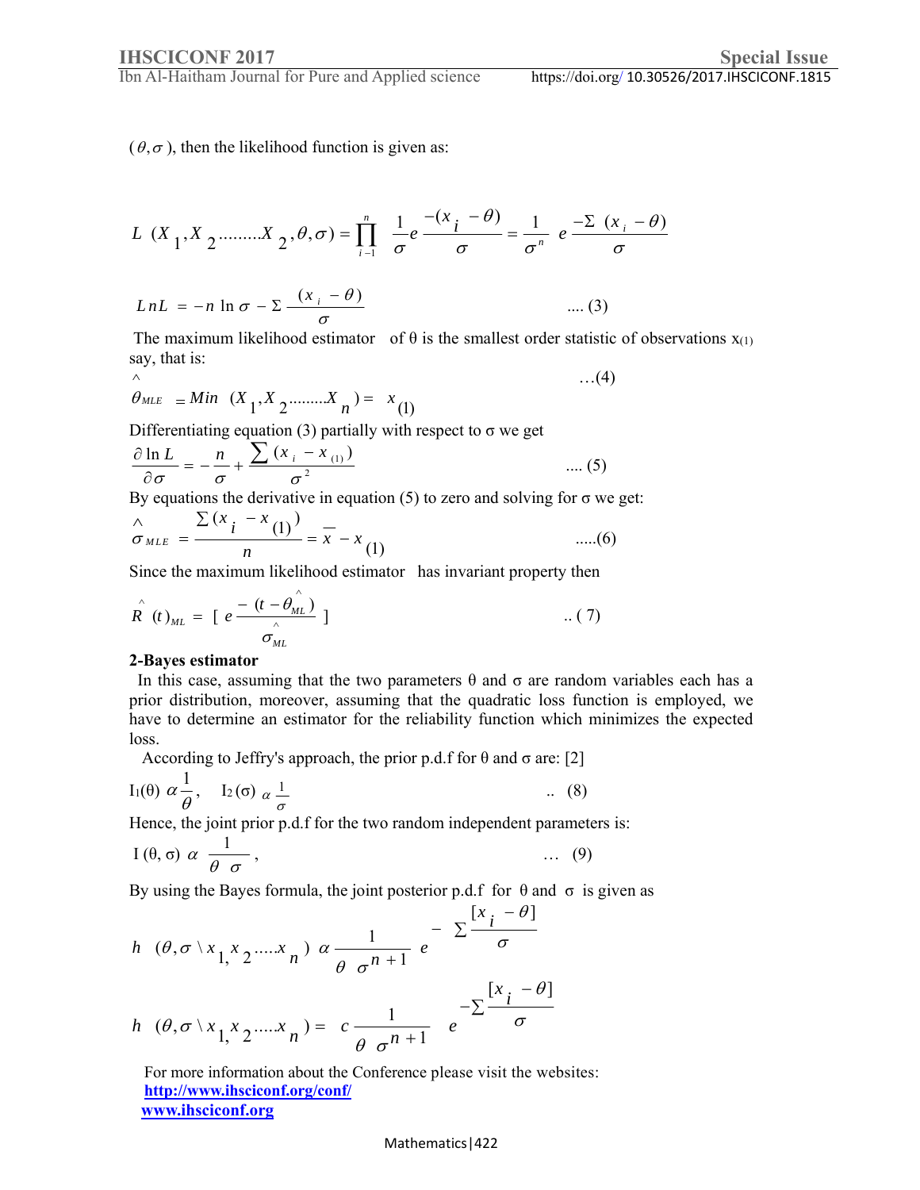$(\theta, \sigma)$, then the likelihood function is given as:

$$L\ (X_1, X_2 .........X_2, \theta, \sigma) = \prod_{i-1}^{n} \frac{1}{\sigma} e^{\frac{-(x_i - \theta)}{\sigma}} = \frac{1}{\sigma^n}\ e^{\frac{-\Sigma\ (x_i - \theta)}{\sigma}}$$

$$LnL = -n \ln \sigma - \Sigma \frac{(x_i - \theta)}{\sigma} \qquad .... (3)$$

The maximum likelihood estimator of θ is the smallest order statistic of observations $x_{(1)}$ say, that is:

$$\hat{\theta}_{MLE} = Min\ (X_1, X_2 .........X_n) = x_{(1)} \qquad ...(4)$$

Differentiating equation (3) partially with respect to σ we get

$$\frac{\partial \ln L}{\partial \sigma} = -\frac{n}{\sigma} + \frac{\sum (x_i - x_{(1)})}{\sigma^2} \qquad .... (5)$$

By equations the derivative in equation (5) to zero and solving for σ we get:

$$\hat{\sigma}_{MLE} = \frac{\sum (x_i - x_{(1)})}{n} = \bar{x} - x_{(1)} \qquad .....(6)$$

Since the maximum likelihood estimator has invariant property then

$$\hat{R}\ (t)_{ML} = [\ e^{\frac{-\ (t - \hat{\theta}_{ML})}{\hat{\sigma}_{ML}}}\ ] \qquad .. (7)$$

**2-Bayes estimator**

In this case, assuming that the two parameters θ and σ are random variables each has a prior distribution, moreover, assuming that the quadratic loss function is employed, we have to determine an estimator for the reliability function which minimizes the expected loss.

According to Jeffry's approach, the prior p.d.f for θ and σ are: [2]

$$I_1(\theta)\ \alpha \frac{1}{\theta}, \quad I_2(\sigma)\ \alpha \frac{1}{\sigma} \qquad .. (8)$$

Hence, the joint prior p.d.f for the two random independent parameters is:

$$I\ (\theta, \sigma)\ \alpha\ \frac{1}{\theta\ \sigma}, \qquad ...\ (9)$$

By using the Bayes formula, the joint posterior p.d.f for θ and σ is given as

$$h\ \ (\theta, \sigma \setminus x_{1,} x_2 .....x_n)\ \alpha \frac{1}{\theta\ \sigma^{n+1}}\ e^{-\ \sum \frac{[x_i - \theta]}{\sigma}}$$

$$h\ \ (\theta, \sigma \setminus x_{1,} x_2 .....x_n) =\ c \frac{1}{\theta\ \sigma^{n+1}}\ \ e^{-\sum \frac{[x_i - \theta]}{\sigma}}$$

For more information about the Conference please visit the websites:
http://www.ihsciconf.org/conf/
www.ihsciconf.org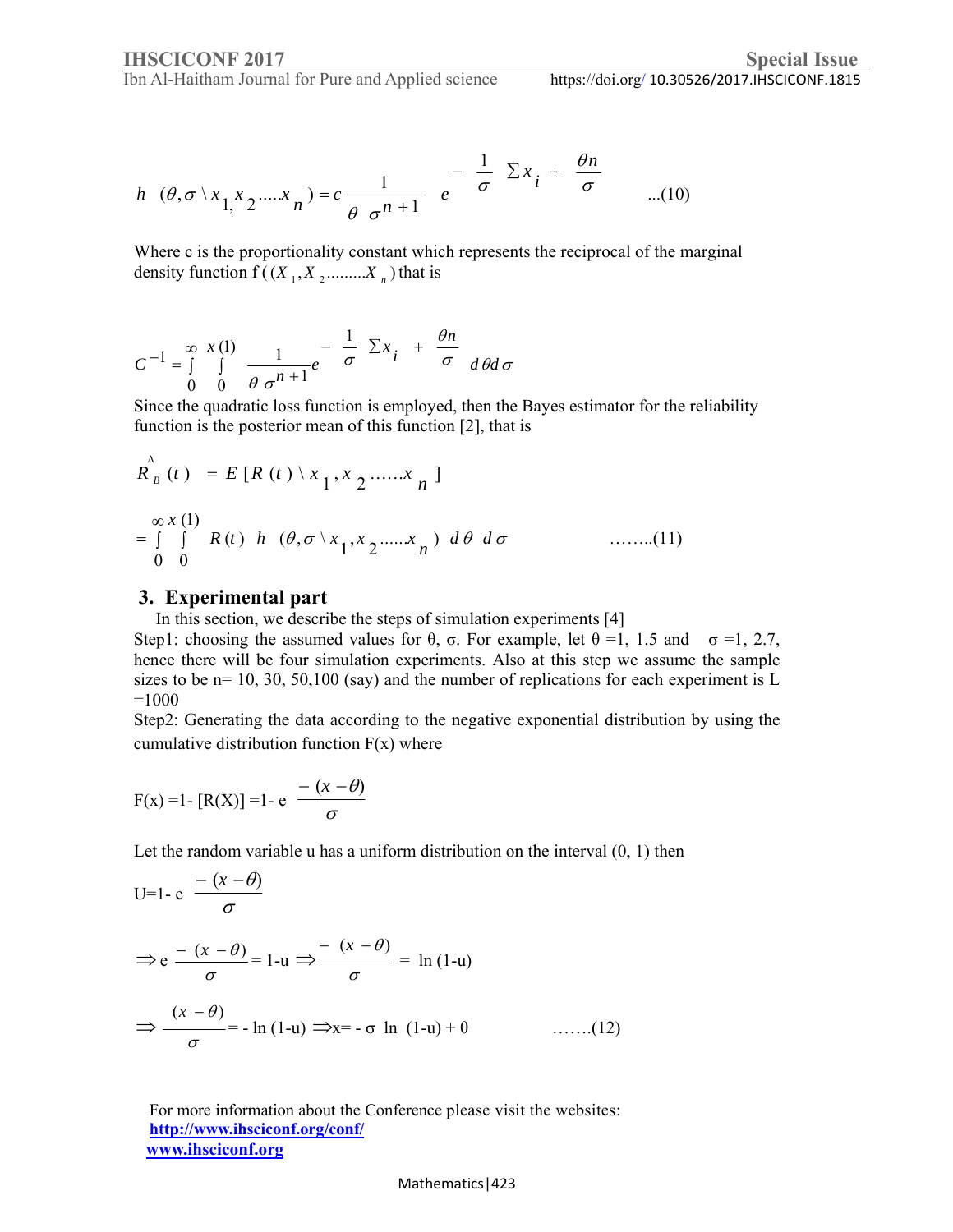$$h\ (\theta,\sigma \setminus x_{1,} x_2 .....x_n) = c\,\frac{1}{\theta\ \sigma^{n+1}}\ e^{-\frac{1}{\sigma}\sum x_i + \frac{\theta n}{\sigma}} \qquad ...(10)$$

Where c is the proportionality constant which represents the reciprocal of the marginal density function f $((X_1, X_2 .........X_n)$ that is

$$C^{-1} = \int_0^{\infty} \int_0^{x(1)} \frac{1}{\theta\ \sigma^{n+1}} e^{-\frac{1}{\sigma}\sum x_i + \frac{\theta n}{\sigma}}\ d\theta d\sigma$$

Since the quadratic loss function is employed, then the Bayes estimator for the reliability function is the posterior mean of this function [2], that is

$$\hat{R}_B(t) = E\,[R(t) \setminus x_1, x_2 ......x_n]$$

$$= \int_0^{\infty} \int_0^{x(1)} R(t)\ h\ (\theta,\sigma \setminus x_1, x_2 ......x_n)\ d\theta\ d\sigma \qquad ........(11)$$

## 3. Experimental part

In this section, we describe the steps of simulation experiments [4]

Step1: choosing the assumed values for θ, σ. For example, let θ =1, 1.5 and σ =1, 2.7, hence there will be four simulation experiments. Also at this step we assume the sample sizes to be n= 10, 30, 50,100 (say) and the number of replications for each experiment is L =1000

Step2: Generating the data according to the negative exponential distribution by using the cumulative distribution function F(x) where

$$F(x) = 1 - [R(X)] = 1 - e^{\frac{-(x-\theta)}{\sigma}}$$

Let the random variable u has a uniform distribution on the interval (0, 1) then

$$U = 1 - e^{\frac{-(x-\theta)}{\sigma}}$$

$$\Rightarrow e^{\frac{-(x-\theta)}{\sigma}} = 1 - u \Rightarrow \frac{-(x-\theta)}{\sigma} = \ln(1-u)$$

$$\Rightarrow \frac{(x-\theta)}{\sigma} = -\ln(1-u) \Rightarrow x = -\sigma\ \ln(1-u) + \theta \qquad .......(12)$$

For more information about the Conference please visit the websites:
http://www.ihsciconf.org/conf/
www.ihsciconf.org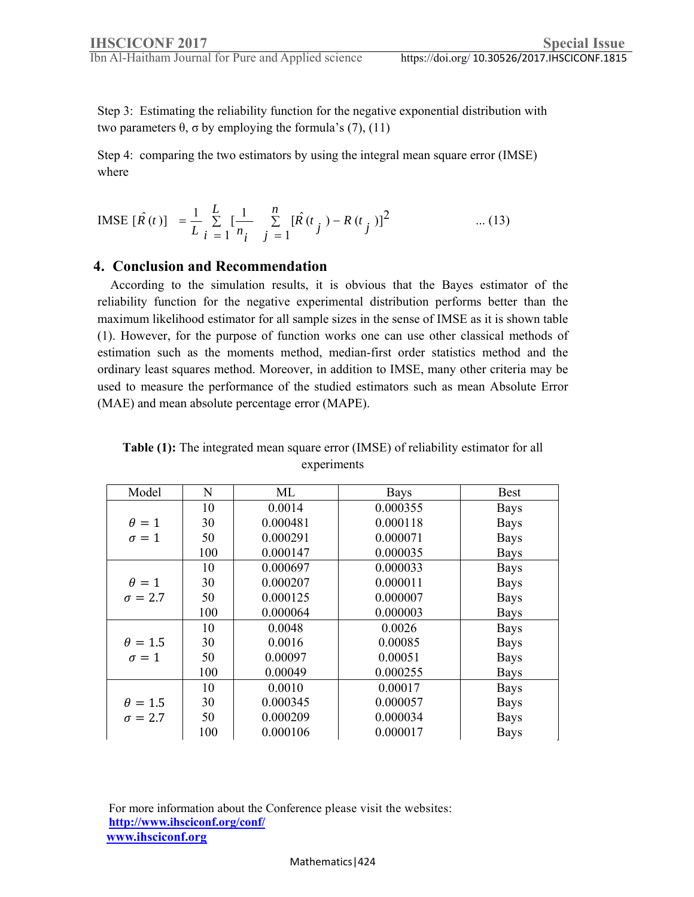Step 3: Estimating the reliability function for the negative exponential distribution with two parameters θ, σ by employing the formula's (7), (11)

Step 4: comparing the two estimators by using the integral mean square error (IMSE) where

$$\text{IMSE}\ [\hat{R}(t)] = \frac{1}{L}\sum_{i=1}^{L}\left[\frac{1}{n_i}\sum_{j=1}^{n}[\hat{R}(t_j) - R(t_j)]^2\right] \qquad \text{... (13)}$$

## 4. Conclusion and Recommendation

According to the simulation results, it is obvious that the Bayes estimator of the reliability function for the negative experimental distribution performs better than the maximum likelihood estimator for all sample sizes in the sense of IMSE as it is shown table (1). However, for the purpose of function works one can use other classical methods of estimation such as the moments method, median-first order statistics method and the ordinary least squares method. Moreover, in addition to IMSE, many other criteria may be used to measure the performance of the studied estimators such as mean Absolute Error (MAE) and mean absolute percentage error (MAPE).

**Table (1):** The integrated mean square error (IMSE) of reliability estimator for all experiments

| Model | N | ML | Bays | Best |
|---|---|---|---|---|
| $\theta = 1$, $\sigma = 1$ | 10 | 0.0014 | 0.000355 | Bays |
| | 30 | 0.000481 | 0.000118 | Bays |
| | 50 | 0.000291 | 0.000071 | Bays |
| | 100 | 0.000147 | 0.000035 | Bays |
| $\theta = 1$, $\sigma = 2.7$ | 10 | 0.000697 | 0.000033 | Bays |
| | 30 | 0.000207 | 0.000011 | Bays |
| | 50 | 0.000125 | 0.000007 | Bays |
| | 100 | 0.000064 | 0.000003 | Bays |
| $\theta = 1.5$, $\sigma = 1$ | 10 | 0.0048 | 0.0026 | Bays |
| | 30 | 0.0016 | 0.00085 | Bays |
| | 50 | 0.00097 | 0.00051 | Bays |
| | 100 | 0.00049 | 0.000255 | Bays |
| $\theta = 1.5$, $\sigma = 2.7$ | 10 | 0.0010 | 0.00017 | Bays |
| | 30 | 0.000345 | 0.000057 | Bays |
| | 50 | 0.000209 | 0.000034 | Bays |
| | 100 | 0.000106 | 0.000017 | Bays |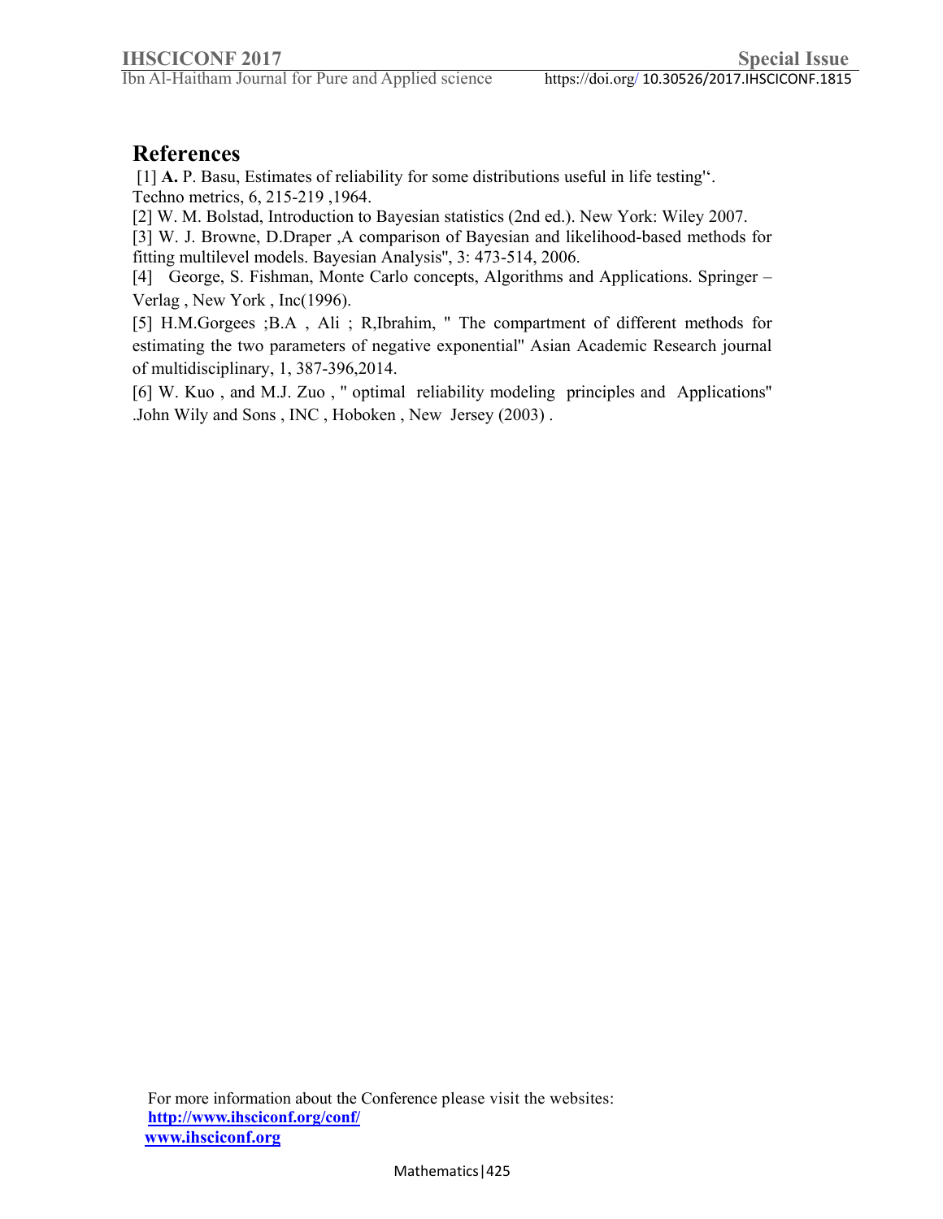## References

[1] **A.** P. Basu, Estimates of reliability for some distributions useful in life testing'‘. Techno metrics, 6, 215-219 ,1964.

[2] W. M. Bolstad, Introduction to Bayesian statistics (2nd ed.). New York: Wiley 2007.

[3] W. J. Browne, D.Draper ,A comparison of Bayesian and likelihood-based methods for fitting multilevel models. Bayesian Analysis", 3: 473-514, 2006.

[4] George, S. Fishman, Monte Carlo concepts, Algorithms and Applications. Springer – Verlag , New York , Inc(1996).

[5] H.M.Gorgees ;B.A , Ali ; R,Ibrahim, " The compartment of different methods for estimating the two parameters of negative exponential" Asian Academic Research journal of multidisciplinary, 1, 387-396,2014.

[6] W. Kuo , and M.J. Zuo , " optimal reliability modeling principles and Applications" .John Wily and Sons , INC , Hoboken , New Jersey (2003) .

For more information about the Conference please visit the websites:
**http://www.ihsciconf.org/conf/**
**www.ihsciconf.org**